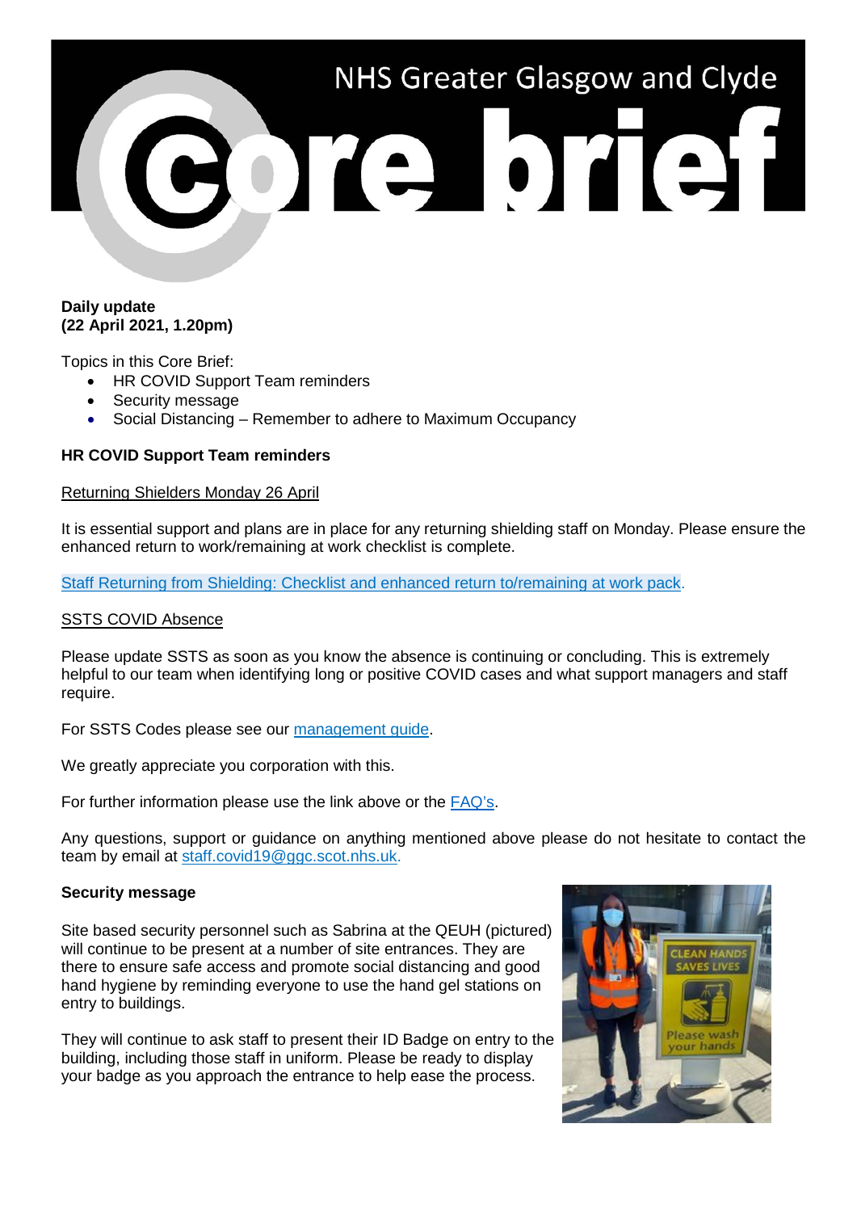# NHS Greater Glasgow and Clyde Core brief

**Daily update**
**(22 April 2021, 1.20pm)**

Topics in this Core Brief:

- HR COVID Support Team reminders
- Security message
- Social Distancing – Remember to adhere to Maximum Occupancy

**HR COVID Support Team reminders**

Returning Shielders Monday 26 April

It is essential support and plans are in place for any returning shielding staff on Monday. Please ensure the enhanced return to work/remaining at work checklist is complete.

Staff Returning from Shielding: Checklist and enhanced return to/remaining at work pack.

SSTS COVID Absence

Please update SSTS as soon as you know the absence is continuing or concluding. This is extremely helpful to our team when identifying long or positive COVID cases and what support managers and staff require.

For SSTS Codes please see our management guide.

We greatly appreciate you corporation with this.

For further information please use the link above or the FAQ's.

Any questions, support or guidance on anything mentioned above please do not hesitate to contact the team by email at staff.covid19@ggc.scot.nhs.uk.

**Security message**

Site based security personnel such as Sabrina at the QEUH (pictured) will continue to be present at a number of site entrances. They are there to ensure safe access and promote social distancing and good hand hygiene by reminding everyone to use the hand gel stations on entry to buildings.

They will continue to ask staff to present their ID Badge on entry to the building, including those staff in uniform. Please be ready to display your badge as you approach the entrance to help ease the process.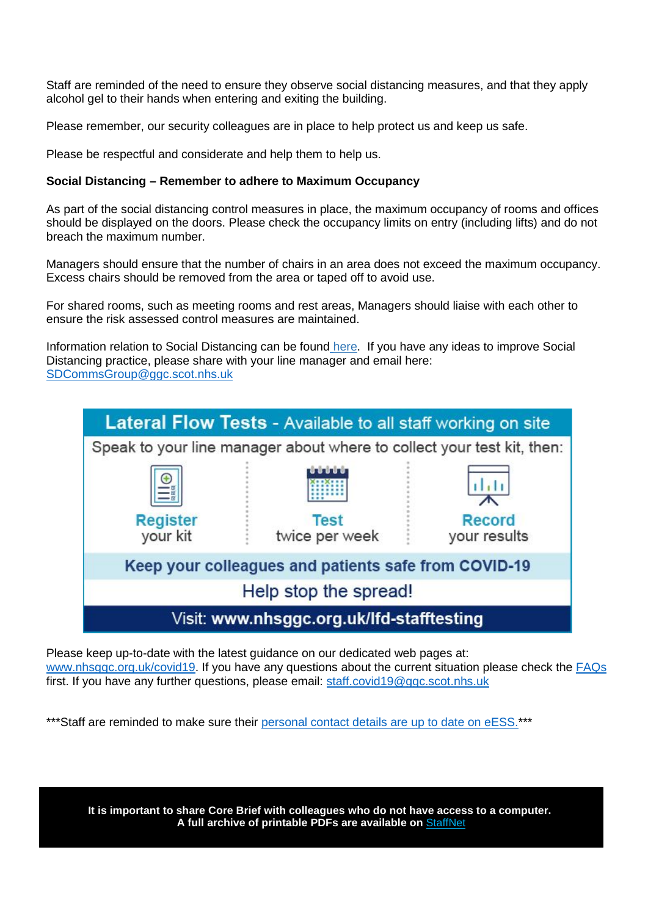Staff are reminded of the need to ensure they observe social distancing measures, and that they apply alcohol gel to their hands when entering and exiting the building.

Please remember, our security colleagues are in place to help protect us and keep us safe.

Please be respectful and considerate and help them to help us.

**Social Distancing – Remember to adhere to Maximum Occupancy**

As part of the social distancing control measures in place, the maximum occupancy of rooms and offices should be displayed on the doors. Please check the occupancy limits on entry (including lifts) and do not breach the maximum number.

Managers should ensure that the number of chairs in an area does not exceed the maximum occupancy. Excess chairs should be removed from the area or taped off to avoid use.

For shared rooms, such as meeting rooms and rest areas, Managers should liaise with each other to ensure the risk assessed control measures are maintained.

Information relation to Social Distancing can be found here. If you have any ideas to improve Social Distancing practice, please share with your line manager and email here: SDCommsGroup@ggc.scot.nhs.uk

**Lateral Flow Tests - Available to all staff working on site**

Speak to your line manager about where to collect your test kit, then:

**Register** your kit

**Test** twice per week

**Record** your results

**Keep your colleagues and patients safe from COVID-19**

Help stop the spread!

Visit: **www.nhsggc.org.uk/lfd-stafftesting**

Please keep up-to-date with the latest guidance on our dedicated web pages at: www.nhsggc.org.uk/covid19. If you have any questions about the current situation please check the FAQs first. If you have any further questions, please email: staff.covid19@ggc.scot.nhs.uk

***Staff are reminded to make sure their personal contact details are up to date on eESS.***

**It is important to share Core Brief with colleagues who do not have access to a computer.**
**A full archive of printable PDFs are available on StaffNet**